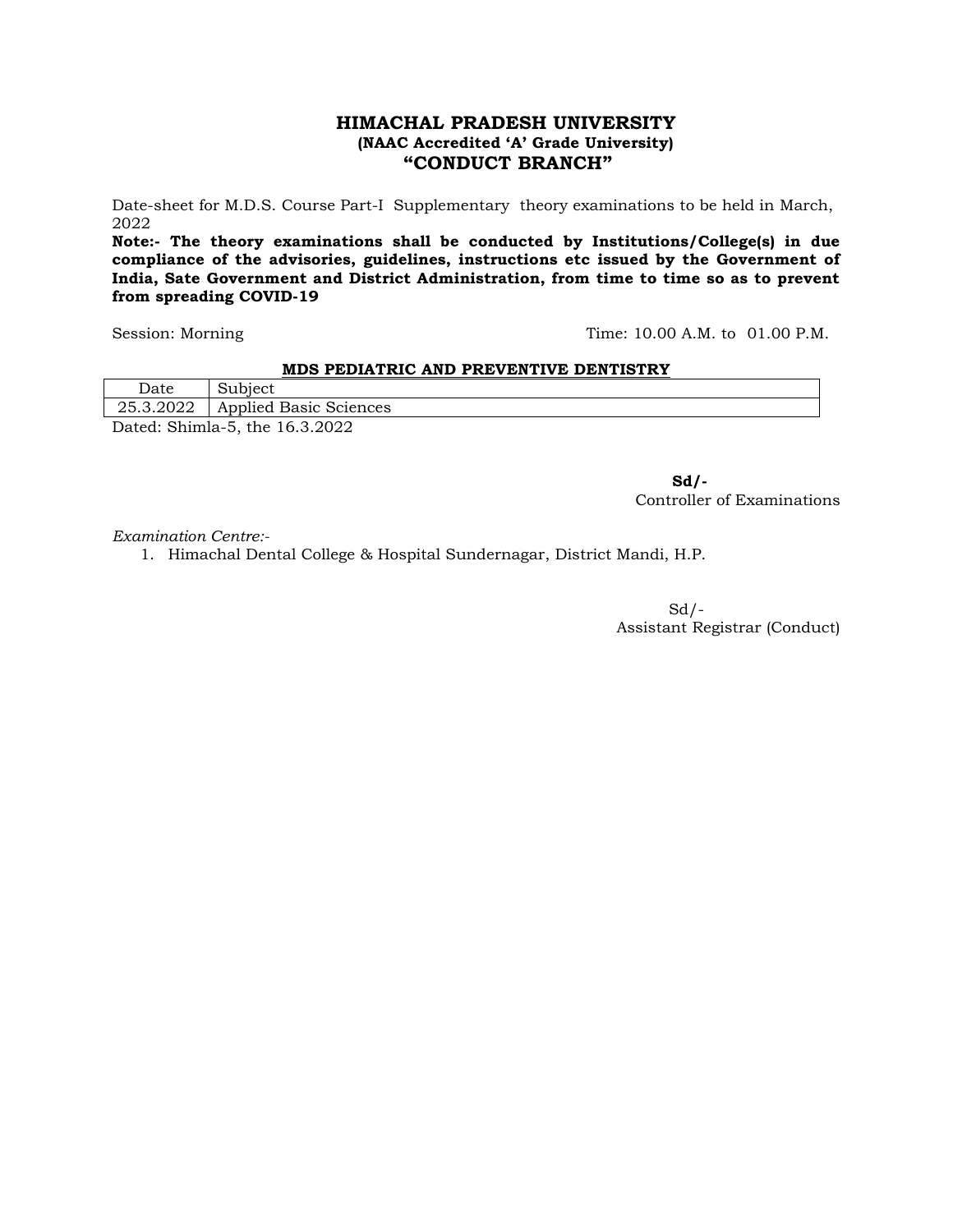# HIMACHAL PRADESH UNIVERSITY

**(NAAC Accredited 'A' Grade University)**

## "CONDUCT BRANCH"

Date-sheet for M.D.S. Course Part-I Supplementary theory examinations to be held in March, 2022

**Note:- The theory examinations shall be conducted by Institutions/College(s) in due compliance of the advisories, guidelines, instructions etc issued by the Government of India, Sate Government and District Administration, from time to time so as to prevent from spreading COVID-19**

Session: Morning Time: 10.00 A.M. to 01.00 P.M.

**MDS PEDIATRIC AND PREVENTIVE DENTISTRY**

| Date | Subject |
|---|---|
| 25.3.2022 | Applied Basic Sciences |

Dated: Shimla-5, the 16.3.2022

**Sd/-**
Controller of Examinations

*Examination Centre:-*

1. Himachal Dental College & Hospital Sundernagar, District Mandi, H.P.

Sd/-
Assistant Registrar (Conduct)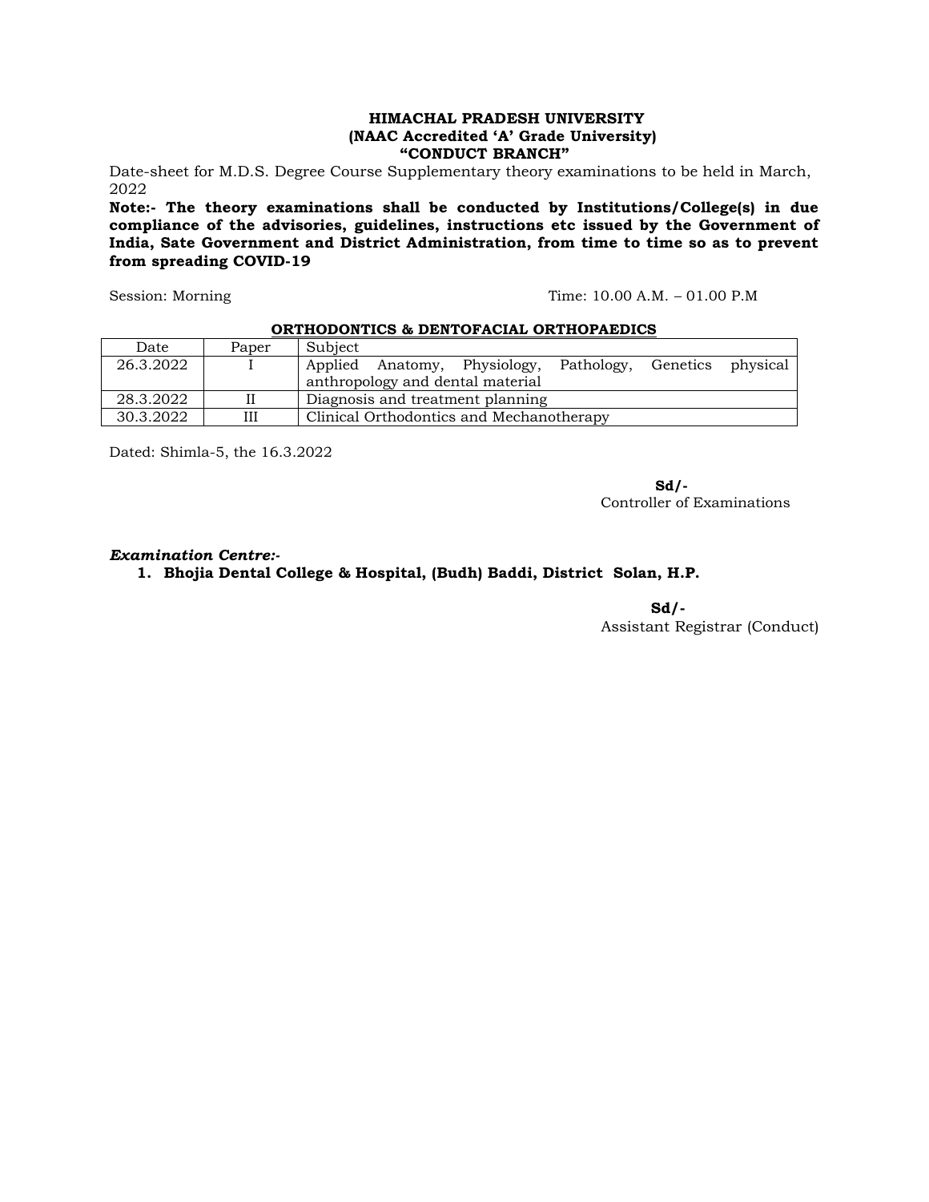**HIMACHAL PRADESH UNIVERSITY**
**(NAAC Accredited 'A' Grade University)**
**"CONDUCT BRANCH"**

Date-sheet for M.D.S. Degree Course Supplementary theory examinations to be held in March, 2022

**Note:- The theory examinations shall be conducted by Institutions/College(s) in due compliance of the advisories, guidelines, instructions etc issued by the Government of India, Sate Government and District Administration, from time to time so as to prevent from spreading COVID-19**

Session: Morning　　　　　　　　　　Time: 10.00 A.M. – 01.00 P.M

**ORTHODONTICS & DENTOFACIAL ORTHOPAEDICS**

| Date | Paper | Subject |
|---|---|---|
| 26.3.2022 | I | Applied Anatomy, Physiology, Pathology, Genetics physical anthropology and dental material |
| 28.3.2022 | II | Diagnosis and treatment planning |
| 30.3.2022 | III | Clinical Orthodontics and Mechanotherapy |

Dated: Shimla-5, the 16.3.2022

**Sd/-**
Controller of Examinations

***Examination Centre:-***

1. **Bhojia Dental College & Hospital, (Budh) Baddi, District Solan, H.P.**

**Sd/-**
Assistant Registrar (Conduct)